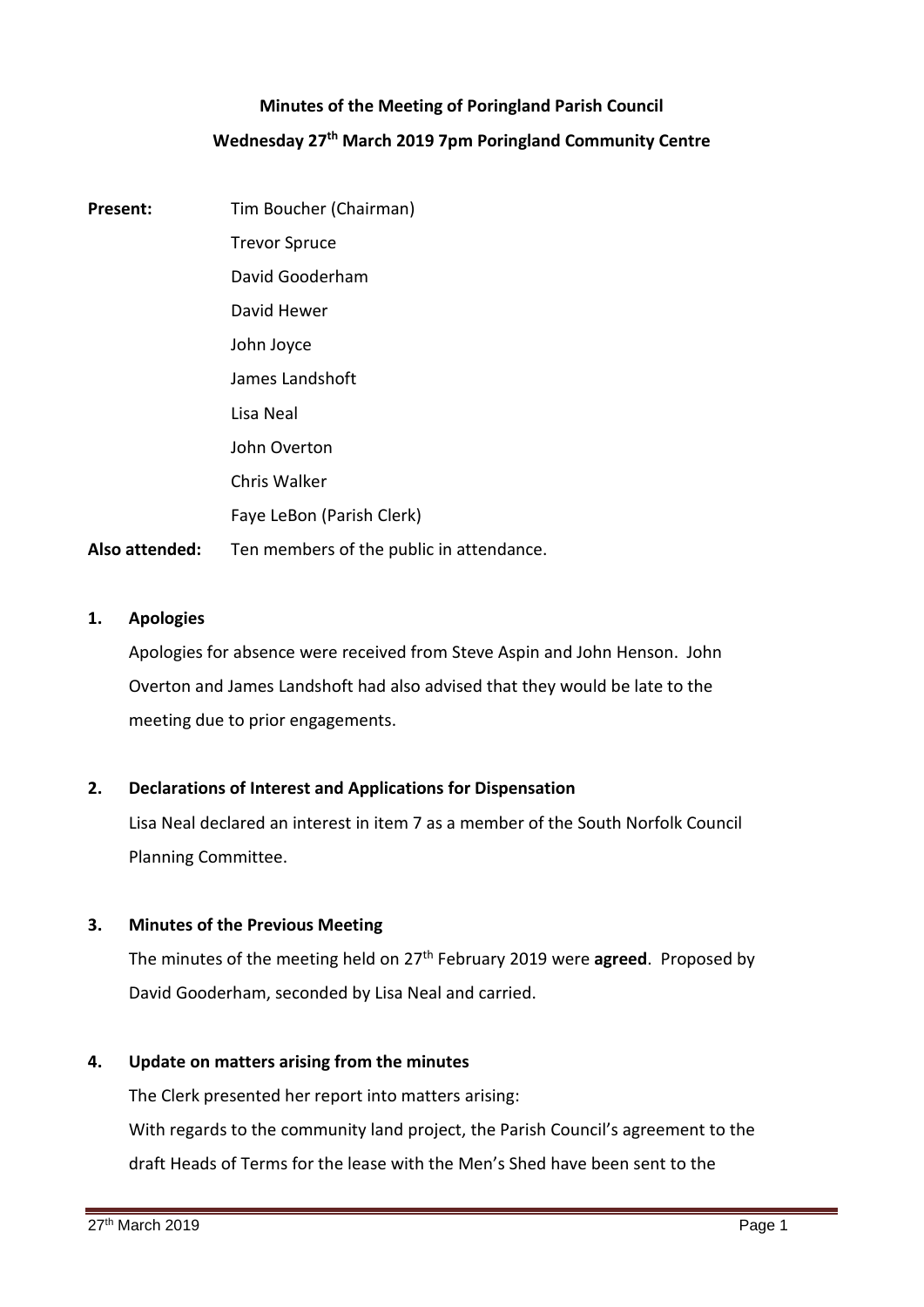# Minutes of the Meeting of Poringland Parish Council

## Wednesday 27th March 2019 7pm Poringland Community Centre

**Present:** Tim Boucher (Chairman)
Trevor Spruce
David Gooderham
David Hewer
John Joyce
James Landshoft
Lisa Neal
John Overton
Chris Walker
Faye LeBon (Parish Clerk)

**Also attended:** Ten members of the public in attendance.

### 1. Apologies

Apologies for absence were received from Steve Aspin and John Henson. John Overton and James Landshoft had also advised that they would be late to the meeting due to prior engagements.

### 2. Declarations of Interest and Applications for Dispensation

Lisa Neal declared an interest in item 7 as a member of the South Norfolk Council Planning Committee.

### 3. Minutes of the Previous Meeting

The minutes of the meeting held on 27th February 2019 were **agreed**. Proposed by David Gooderham, seconded by Lisa Neal and carried.

### 4. Update on matters arising from the minutes

The Clerk presented her report into matters arising:

With regards to the community land project, the Parish Council's agreement to the draft Heads of Terms for the lease with the Men's Shed have been sent to the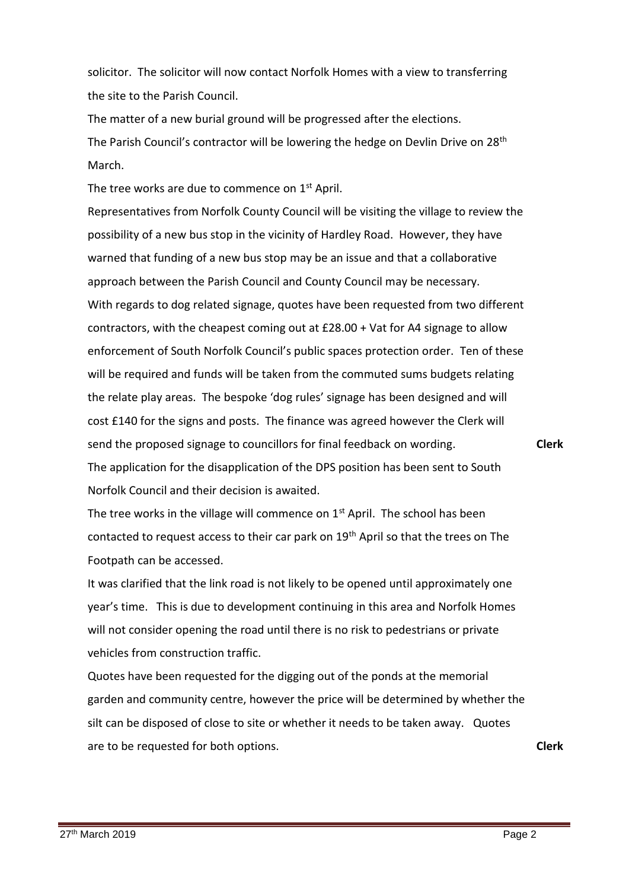solicitor. The solicitor will now contact Norfolk Homes with a view to transferring the site to the Parish Council.

The matter of a new burial ground will be progressed after the elections.

The Parish Council's contractor will be lowering the hedge on Devlin Drive on 28th March.

The tree works are due to commence on 1st April.

Representatives from Norfolk County Council will be visiting the village to review the possibility of a new bus stop in the vicinity of Hardley Road. However, they have warned that funding of a new bus stop may be an issue and that a collaborative approach between the Parish Council and County Council may be necessary.

With regards to dog related signage, quotes have been requested from two different contractors, with the cheapest coming out at £28.00 + Vat for A4 signage to allow enforcement of South Norfolk Council's public spaces protection order. Ten of these will be required and funds will be taken from the commuted sums budgets relating the relate play areas. The bespoke 'dog rules' signage has been designed and will cost £140 for the signs and posts. The finance was agreed however the Clerk will send the proposed signage to councillors for final feedback on wording. **Clerk**

The application for the disapplication of the DPS position has been sent to South Norfolk Council and their decision is awaited.

The tree works in the village will commence on 1st April. The school has been contacted to request access to their car park on 19th April so that the trees on The Footpath can be accessed.

It was clarified that the link road is not likely to be opened until approximately one year's time. This is due to development continuing in this area and Norfolk Homes will not consider opening the road until there is no risk to pedestrians or private vehicles from construction traffic.

Quotes have been requested for the digging out of the ponds at the memorial garden and community centre, however the price will be determined by whether the silt can be disposed of close to site or whether it needs to be taken away. Quotes are to be requested for both options. **Clerk**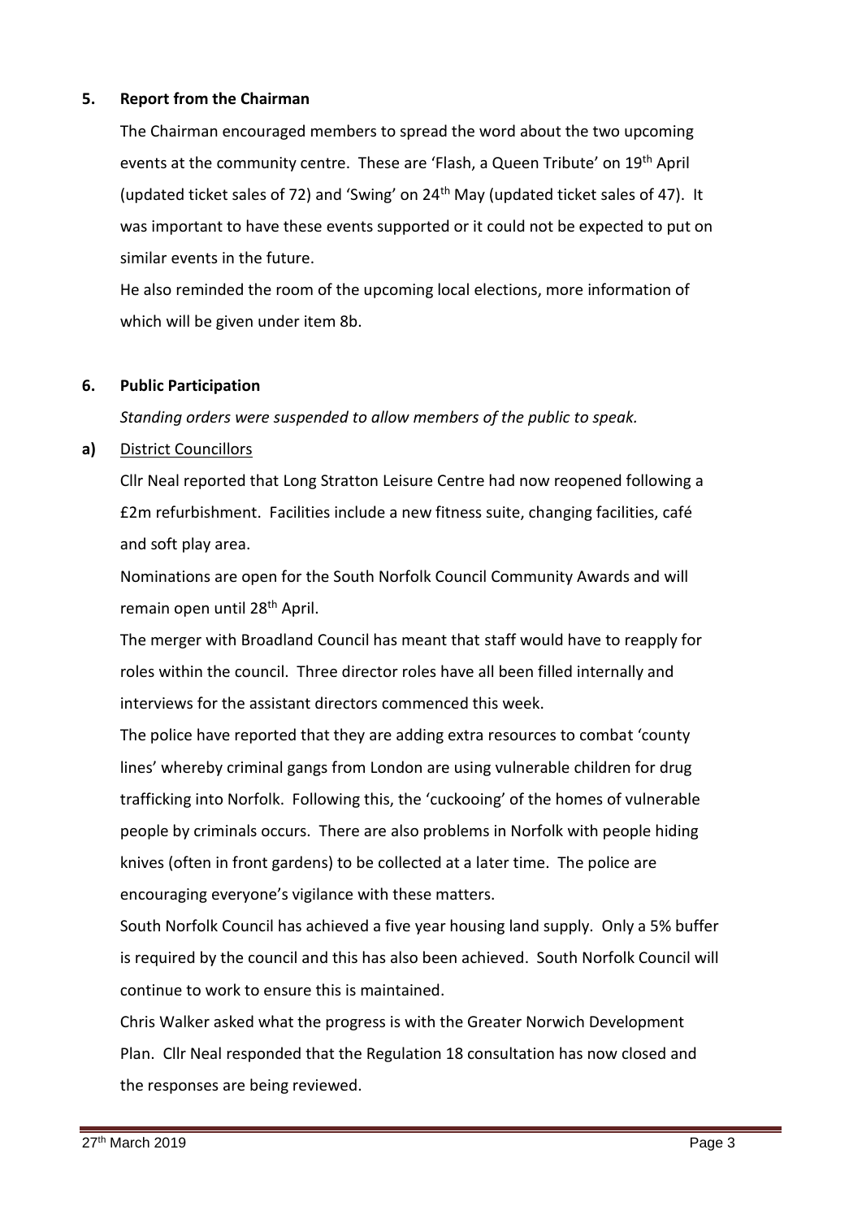## 5. Report from the Chairman

The Chairman encouraged members to spread the word about the two upcoming events at the community centre. These are 'Flash, a Queen Tribute' on 19th April (updated ticket sales of 72) and 'Swing' on 24th May (updated ticket sales of 47). It was important to have these events supported or it could not be expected to put on similar events in the future.

He also reminded the room of the upcoming local elections, more information of which will be given under item 8b.

## 6. Public Participation

*Standing orders were suspended to allow members of the public to speak.*

**a)** District Councillors

Cllr Neal reported that Long Stratton Leisure Centre had now reopened following a £2m refurbishment. Facilities include a new fitness suite, changing facilities, café and soft play area.

Nominations are open for the South Norfolk Council Community Awards and will remain open until 28th April.

The merger with Broadland Council has meant that staff would have to reapply for roles within the council. Three director roles have all been filled internally and interviews for the assistant directors commenced this week.

The police have reported that they are adding extra resources to combat 'county lines' whereby criminal gangs from London are using vulnerable children for drug trafficking into Norfolk. Following this, the 'cuckooing' of the homes of vulnerable people by criminals occurs. There are also problems in Norfolk with people hiding knives (often in front gardens) to be collected at a later time. The police are encouraging everyone's vigilance with these matters.

South Norfolk Council has achieved a five year housing land supply. Only a 5% buffer is required by the council and this has also been achieved. South Norfolk Council will continue to work to ensure this is maintained.

Chris Walker asked what the progress is with the Greater Norwich Development Plan. Cllr Neal responded that the Regulation 18 consultation has now closed and the responses are being reviewed.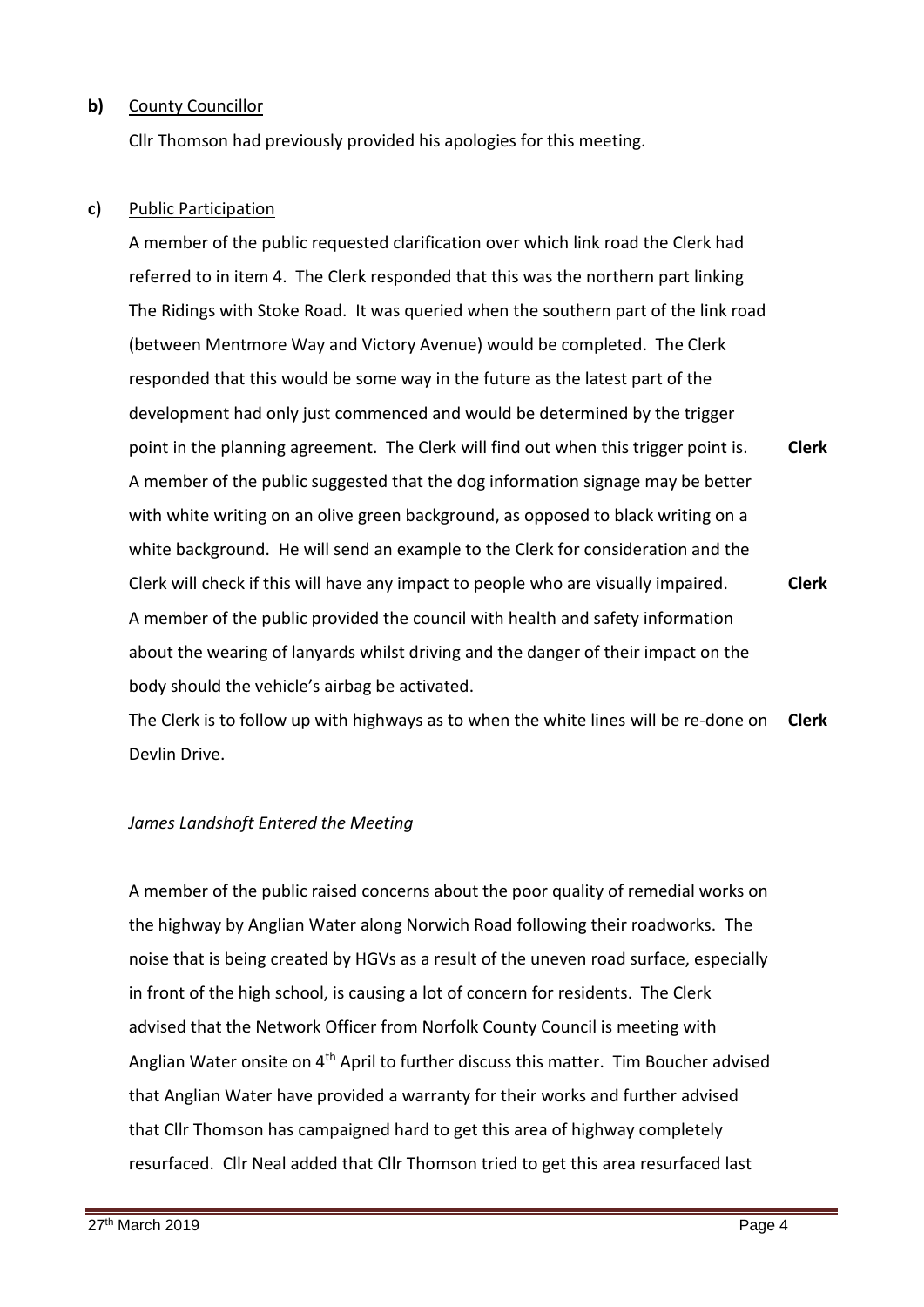**b)** <u>County Councillor</u>

Cllr Thomson had previously provided his apologies for this meeting.

**c)** <u>Public Participation</u>

A member of the public requested clarification over which link road the Clerk had referred to in item 4. The Clerk responded that this was the northern part linking The Ridings with Stoke Road. It was queried when the southern part of the link road (between Mentmore Way and Victory Avenue) would be completed. The Clerk responded that this would be some way in the future as the latest part of the development had only just commenced and would be determined by the trigger point in the planning agreement. The Clerk will find out when this trigger point is. **Clerk**

A member of the public suggested that the dog information signage may be better with white writing on an olive green background, as opposed to black writing on a white background. He will send an example to the Clerk for consideration and the Clerk will check if this will have any impact to people who are visually impaired. **Clerk**

A member of the public provided the council with health and safety information about the wearing of lanyards whilst driving and the danger of their impact on the body should the vehicle's airbag be activated.

The Clerk is to follow up with highways as to when the white lines will be re-done on Devlin Drive. **Clerk**

*James Landshoft Entered the Meeting*

A member of the public raised concerns about the poor quality of remedial works on the highway by Anglian Water along Norwich Road following their roadworks. The noise that is being created by HGVs as a result of the uneven road surface, especially in front of the high school, is causing a lot of concern for residents. The Clerk advised that the Network Officer from Norfolk County Council is meeting with Anglian Water onsite on 4th April to further discuss this matter. Tim Boucher advised that Anglian Water have provided a warranty for their works and further advised that Cllr Thomson has campaigned hard to get this area of highway completely resurfaced. Cllr Neal added that Cllr Thomson tried to get this area resurfaced last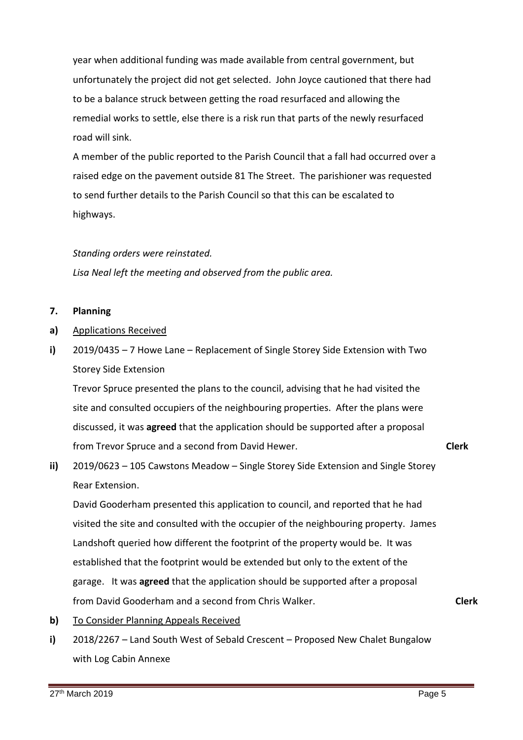year when additional funding was made available from central government, but unfortunately the project did not get selected. John Joyce cautioned that there had to be a balance struck between getting the road resurfaced and allowing the remedial works to settle, else there is a risk run that parts of the newly resurfaced road will sink.

A member of the public reported to the Parish Council that a fall had occurred over a raised edge on the pavement outside 81 The Street. The parishioner was requested to send further details to the Parish Council so that this can be escalated to highways.

*Standing orders were reinstated.*

*Lisa Neal left the meeting and observed from the public area.*

**7. Planning**

**a)** Applications Received

**i)** 2019/0435 – 7 Howe Lane – Replacement of Single Storey Side Extension with Two Storey Side Extension

Trevor Spruce presented the plans to the council, advising that he had visited the site and consulted occupiers of the neighbouring properties. After the plans were discussed, it was **agreed** that the application should be supported after a proposal from Trevor Spruce and a second from David Hewer. **Clerk**

**ii)** 2019/0623 – 105 Cawstons Meadow – Single Storey Side Extension and Single Storey Rear Extension.

David Gooderham presented this application to council, and reported that he had visited the site and consulted with the occupier of the neighbouring property. James Landshoft queried how different the footprint of the property would be. It was established that the footprint would be extended but only to the extent of the garage. It was **agreed** that the application should be supported after a proposal from David Gooderham and a second from Chris Walker. **Clerk**

**b)** To Consider Planning Appeals Received

**i)** 2018/2267 – Land South West of Sebald Crescent – Proposed New Chalet Bungalow with Log Cabin Annexe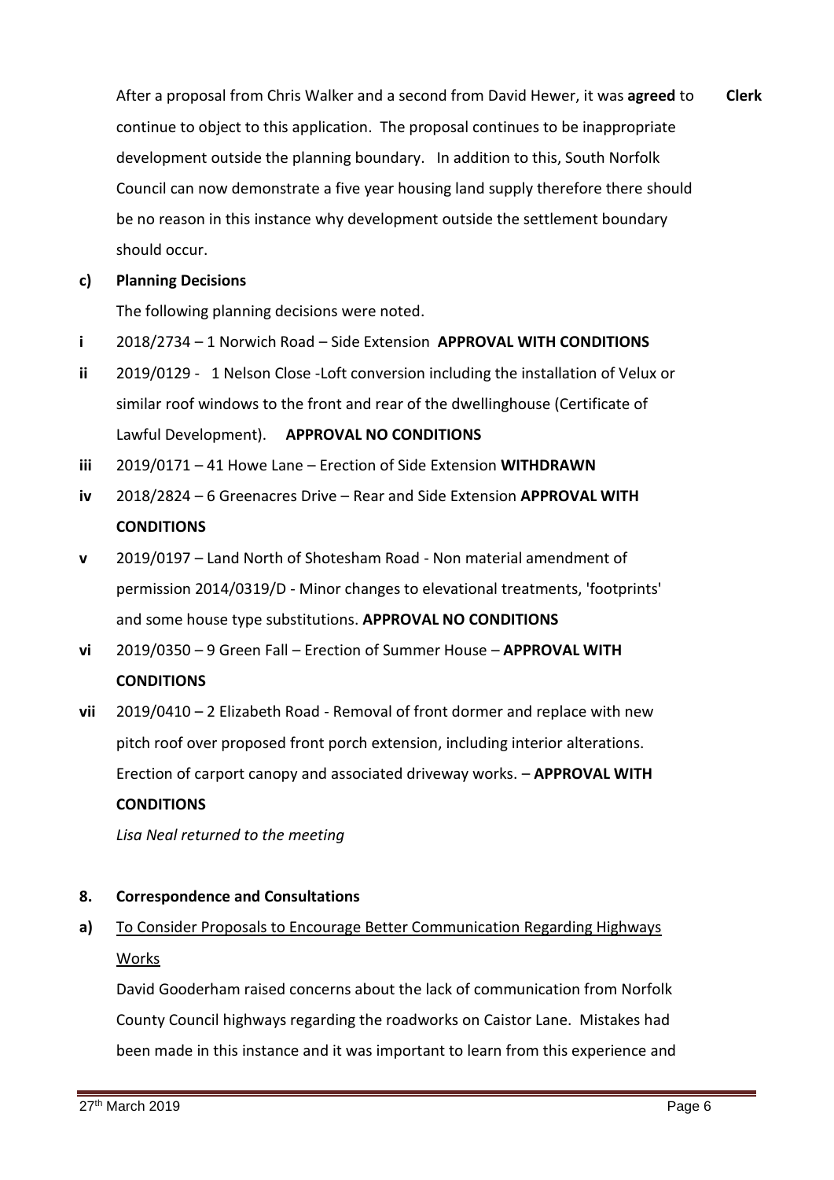After a proposal from Chris Walker and a second from David Hewer, it was **agreed** to continue to object to this application. The proposal continues to be inappropriate development outside the planning boundary. In addition to this, South Norfolk Council can now demonstrate a five year housing land supply therefore there should be no reason in this instance why development outside the settlement boundary should occur. **Clerk**

**c) Planning Decisions**

The following planning decisions were noted.

**i** 2018/2734 – 1 Norwich Road – Side Extension **APPROVAL WITH CONDITIONS**

**ii** 2019/0129 - 1 Nelson Close -Loft conversion including the installation of Velux or similar roof windows to the front and rear of the dwellinghouse (Certificate of Lawful Development). **APPROVAL NO CONDITIONS**

**iii** 2019/0171 – 41 Howe Lane – Erection of Side Extension **WITHDRAWN**

**iv** 2018/2824 – 6 Greenacres Drive – Rear and Side Extension **APPROVAL WITH CONDITIONS**

**v** 2019/0197 – Land North of Shotesham Road - Non material amendment of permission 2014/0319/D - Minor changes to elevational treatments, 'footprints' and some house type substitutions. **APPROVAL NO CONDITIONS**

**vi** 2019/0350 – 9 Green Fall – Erection of Summer House – **APPROVAL WITH CONDITIONS**

**vii** 2019/0410 – 2 Elizabeth Road - Removal of front dormer and replace with new pitch roof over proposed front porch extension, including interior alterations. Erection of carport canopy and associated driveway works. – **APPROVAL WITH CONDITIONS**

*Lisa Neal returned to the meeting*

## 8. Correspondence and Consultations

**a)** To Consider Proposals to Encourage Better Communication Regarding Highways Works

David Gooderham raised concerns about the lack of communication from Norfolk County Council highways regarding the roadworks on Caistor Lane. Mistakes had been made in this instance and it was important to learn from this experience and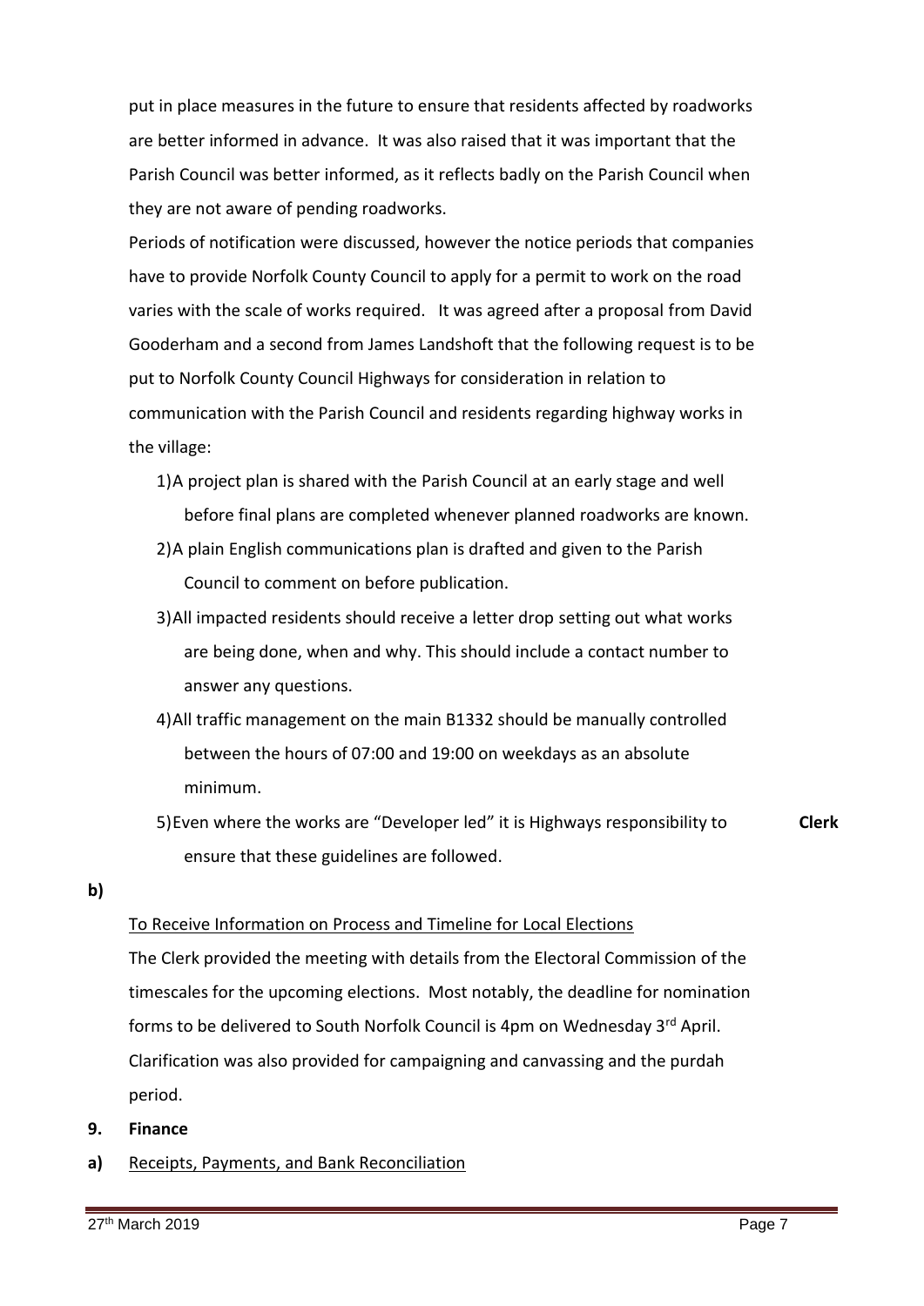put in place measures in the future to ensure that residents affected by roadworks are better informed in advance. It was also raised that it was important that the Parish Council was better informed, as it reflects badly on the Parish Council when they are not aware of pending roadworks.

Periods of notification were discussed, however the notice periods that companies have to provide Norfolk County Council to apply for a permit to work on the road varies with the scale of works required. It was agreed after a proposal from David Gooderham and a second from James Landshoft that the following request is to be put to Norfolk County Council Highways for consideration in relation to communication with the Parish Council and residents regarding highway works in the village:

1) A project plan is shared with the Parish Council at an early stage and well before final plans are completed whenever planned roadworks are known.
2) A plain English communications plan is drafted and given to the Parish Council to comment on before publication.
3) All impacted residents should receive a letter drop setting out what works are being done, when and why. This should include a contact number to answer any questions.
4) All traffic management on the main B1332 should be manually controlled between the hours of 07:00 and 19:00 on weekdays as an absolute minimum.
5) Even where the works are "Developer led" it is Highways responsibility to ensure that these guidelines are followed. **Clerk**

**b)**

To Receive Information on Process and Timeline for Local Elections

The Clerk provided the meeting with details from the Electoral Commission of the timescales for the upcoming elections. Most notably, the deadline for nomination forms to be delivered to South Norfolk Council is 4pm on Wednesday 3rd April. Clarification was also provided for campaigning and canvassing and the purdah period.

**9. Finance**

**a)** Receipts, Payments, and Bank Reconciliation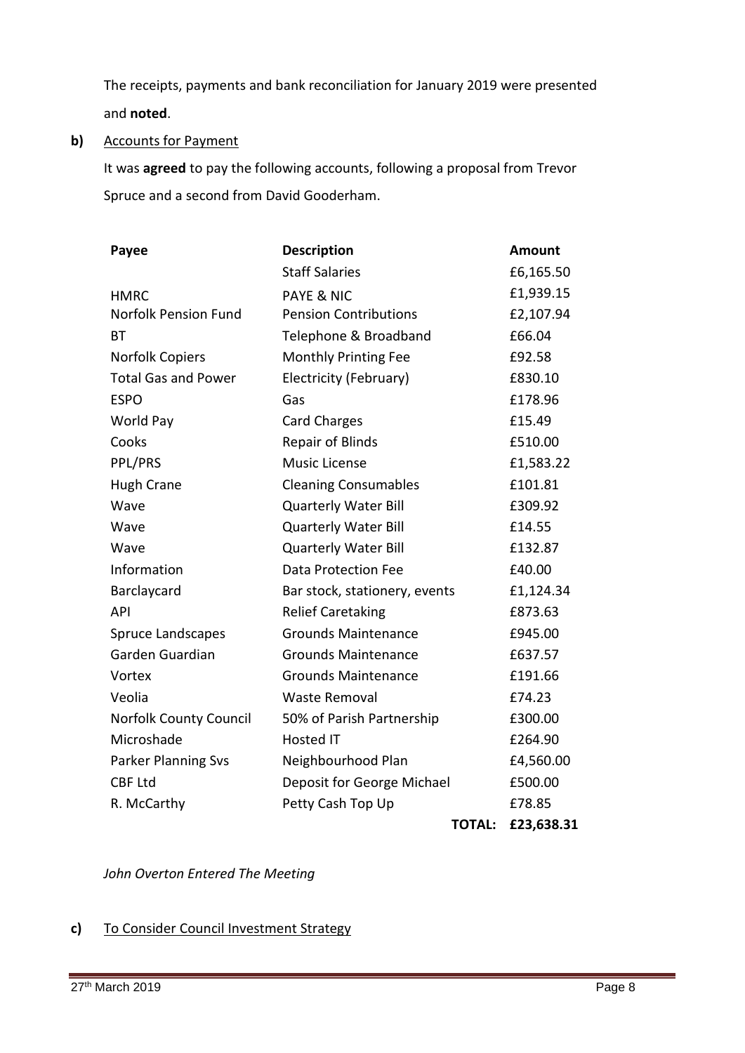The receipts, payments and bank reconciliation for January 2019 were presented and **noted**.

**b)** Accounts for Payment

It was **agreed** to pay the following accounts, following a proposal from Trevor Spruce and a second from David Gooderham.

| Payee | Description | Amount |
|---|---|---|
| | Staff Salaries | £6,165.50 |
| HMRC | PAYE & NIC | £1,939.15 |
| Norfolk Pension Fund | Pension Contributions | £2,107.94 |
| BT | Telephone & Broadband | £66.04 |
| Norfolk Copiers | Monthly Printing Fee | £92.58 |
| Total Gas and Power | Electricity (February) | £830.10 |
| ESPO | Gas | £178.96 |
| World Pay | Card Charges | £15.49 |
| Cooks | Repair of Blinds | £510.00 |
| PPL/PRS | Music License | £1,583.22 |
| Hugh Crane | Cleaning Consumables | £101.81 |
| Wave | Quarterly Water Bill | £309.92 |
| Wave | Quarterly Water Bill | £14.55 |
| Wave | Quarterly Water Bill | £132.87 |
| Information | Data Protection Fee | £40.00 |
| Barclaycard | Bar stock, stationery, events | £1,124.34 |
| API | Relief Caretaking | £873.63 |
| Spruce Landscapes | Grounds Maintenance | £945.00 |
| Garden Guardian | Grounds Maintenance | £637.57 |
| Vortex | Grounds Maintenance | £191.66 |
| Veolia | Waste Removal | £74.23 |
| Norfolk County Council | 50% of Parish Partnership | £300.00 |
| Microshade | Hosted IT | £264.90 |
| Parker Planning Svs | Neighbourhood Plan | £4,560.00 |
| CBF Ltd | Deposit for George Michael | £500.00 |
| R. McCarthy | Petty Cash Top Up | £78.85 |
| | **TOTAL:** | **£23,638.31** |

*John Overton Entered The Meeting*

**c)** To Consider Council Investment Strategy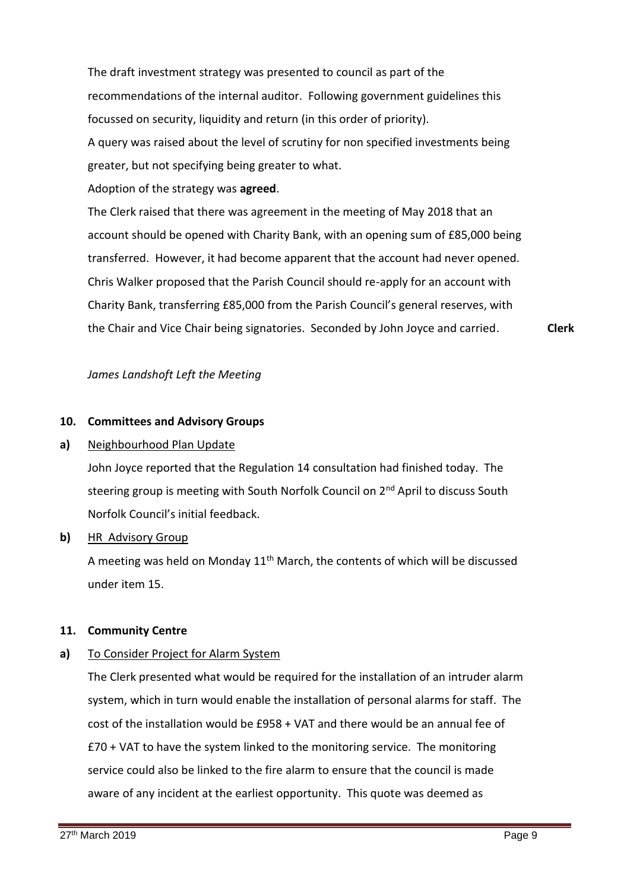The draft investment strategy was presented to council as part of the recommendations of the internal auditor. Following government guidelines this focussed on security, liquidity and return (in this order of priority).

A query was raised about the level of scrutiny for non specified investments being greater, but not specifying being greater to what.

Adoption of the strategy was **agreed**.

The Clerk raised that there was agreement in the meeting of May 2018 that an account should be opened with Charity Bank, with an opening sum of £85,000 being transferred. However, it had become apparent that the account had never opened. Chris Walker proposed that the Parish Council should re-apply for an account with Charity Bank, transferring £85,000 from the Parish Council's general reserves, with the Chair and Vice Chair being signatories. Seconded by John Joyce and carried. **Clerk**

*James Landshoft Left the Meeting*

**10. Committees and Advisory Groups**

**a)** Neighbourhood Plan Update

John Joyce reported that the Regulation 14 consultation had finished today. The steering group is meeting with South Norfolk Council on 2nd April to discuss South Norfolk Council's initial feedback.

**b)** HR Advisory Group

A meeting was held on Monday 11th March, the contents of which will be discussed under item 15.

**11. Community Centre**

**a)** To Consider Project for Alarm System

The Clerk presented what would be required for the installation of an intruder alarm system, which in turn would enable the installation of personal alarms for staff. The cost of the installation would be £958 + VAT and there would be an annual fee of £70 + VAT to have the system linked to the monitoring service. The monitoring service could also be linked to the fire alarm to ensure that the council is made aware of any incident at the earliest opportunity. This quote was deemed as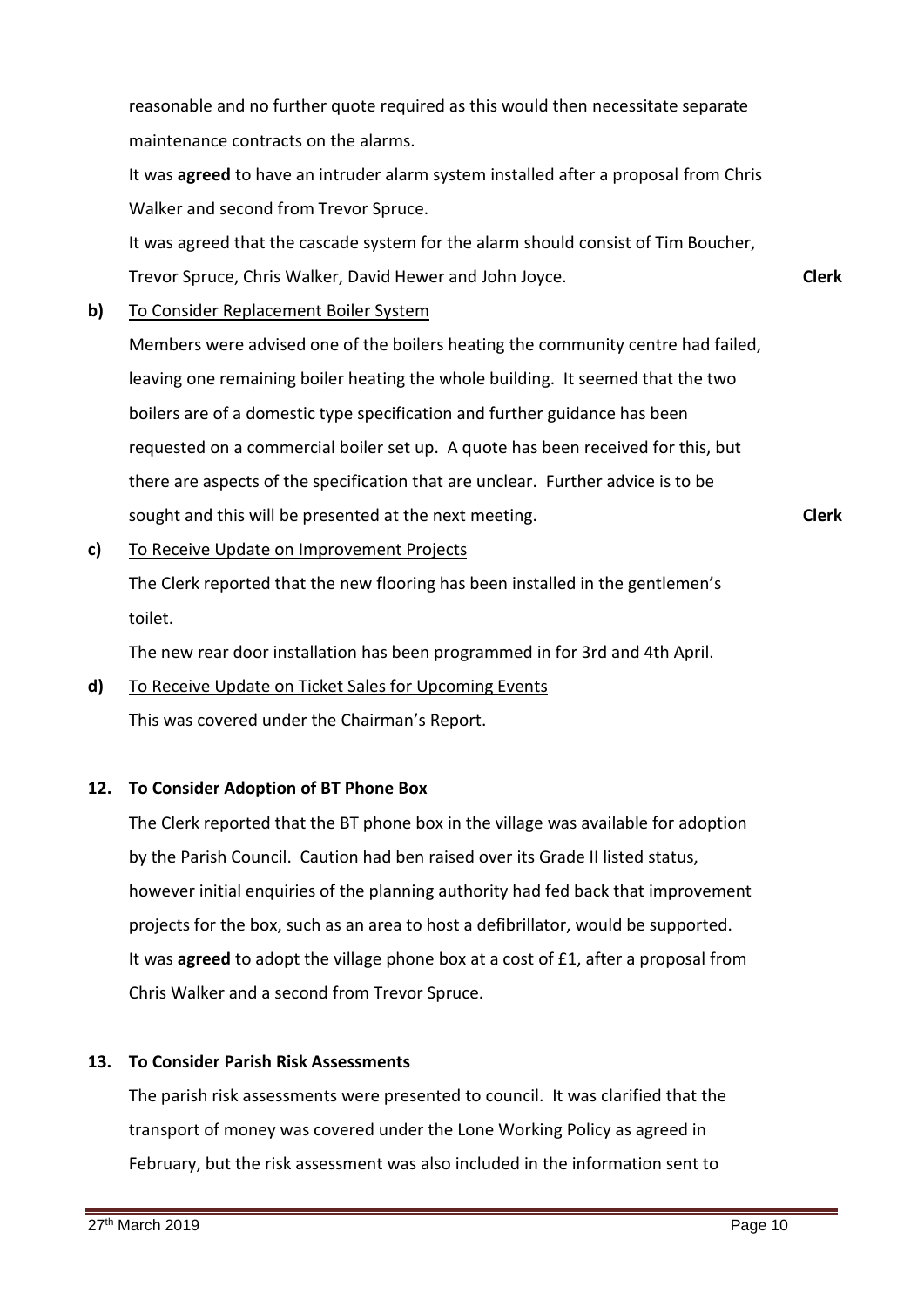reasonable and no further quote required as this would then necessitate separate maintenance contracts on the alarms.

It was **agreed** to have an intruder alarm system installed after a proposal from Chris Walker and second from Trevor Spruce.

It was agreed that the cascade system for the alarm should consist of Tim Boucher, Trevor Spruce, Chris Walker, David Hewer and John Joyce. **Clerk**

**b)** To Consider Replacement Boiler System

Members were advised one of the boilers heating the community centre had failed, leaving one remaining boiler heating the whole building. It seemed that the two boilers are of a domestic type specification and further guidance has been requested on a commercial boiler set up. A quote has been received for this, but there are aspects of the specification that are unclear. Further advice is to be sought and this will be presented at the next meeting. **Clerk**

**c)** To Receive Update on Improvement Projects

The Clerk reported that the new flooring has been installed in the gentlemen's toilet.

The new rear door installation has been programmed in for 3rd and 4th April.

**d)** To Receive Update on Ticket Sales for Upcoming Events

This was covered under the Chairman's Report.

**12. To Consider Adoption of BT Phone Box**

The Clerk reported that the BT phone box in the village was available for adoption by the Parish Council. Caution had ben raised over its Grade II listed status, however initial enquiries of the planning authority had fed back that improvement projects for the box, such as an area to host a defibrillator, would be supported. It was **agreed** to adopt the village phone box at a cost of £1, after a proposal from Chris Walker and a second from Trevor Spruce.

**13. To Consider Parish Risk Assessments**

The parish risk assessments were presented to council. It was clarified that the transport of money was covered under the Lone Working Policy as agreed in February, but the risk assessment was also included in the information sent to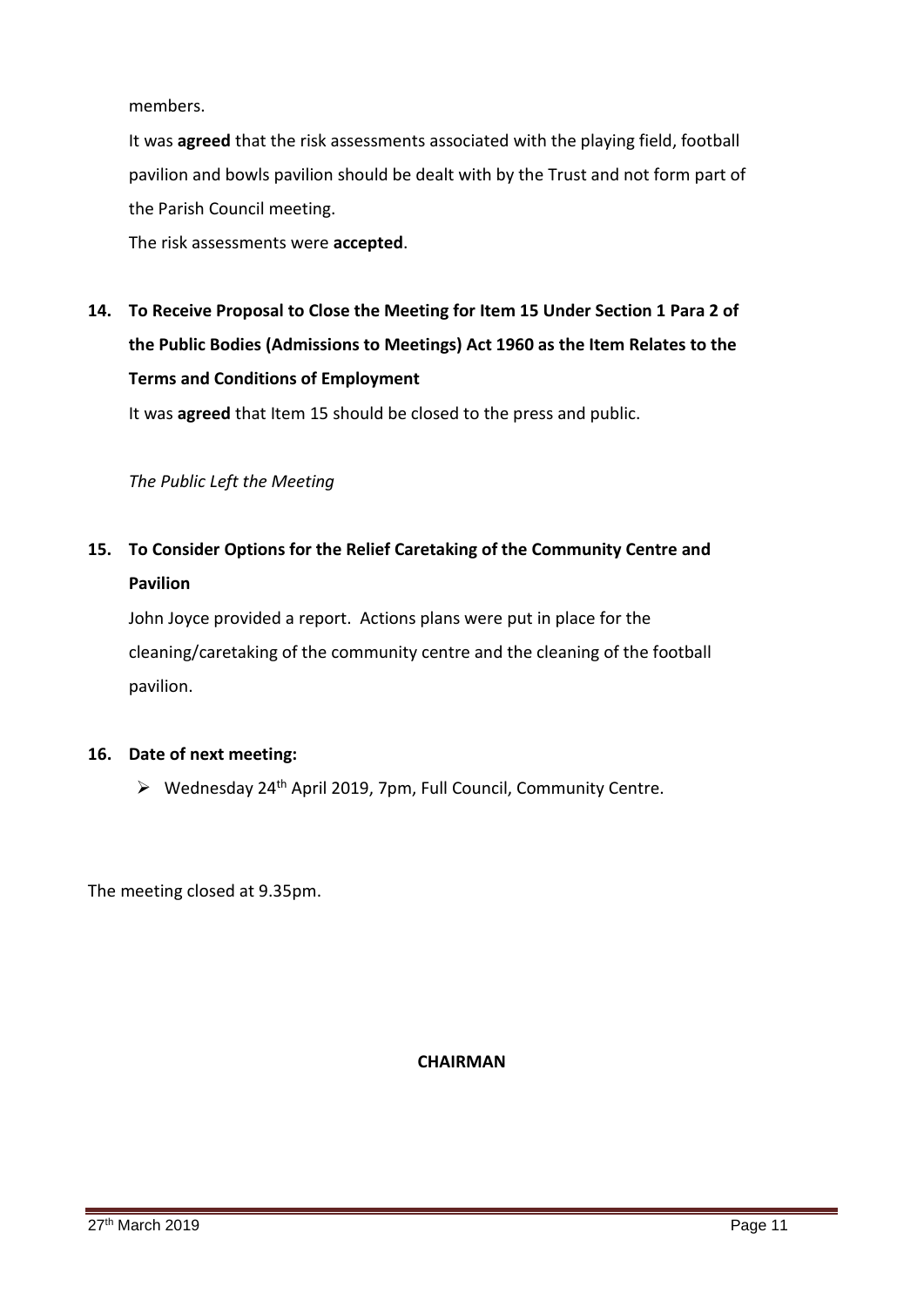members.

It was **agreed** that the risk assessments associated with the playing field, football pavilion and bowls pavilion should be dealt with by the Trust and not form part of the Parish Council meeting.

The risk assessments were **accepted**.

**14. To Receive Proposal to Close the Meeting for Item 15 Under Section 1 Para 2 of the Public Bodies (Admissions to Meetings) Act 1960 as the Item Relates to the Terms and Conditions of Employment**

It was **agreed** that Item 15 should be closed to the press and public.

*The Public Left the Meeting*

**15. To Consider Options for the Relief Caretaking of the Community Centre and Pavilion**

John Joyce provided a report. Actions plans were put in place for the cleaning/caretaking of the community centre and the cleaning of the football pavilion.

**16. Date of next meeting:**

- Wednesday 24th April 2019, 7pm, Full Council, Community Centre.

The meeting closed at 9.35pm.

**CHAIRMAN**